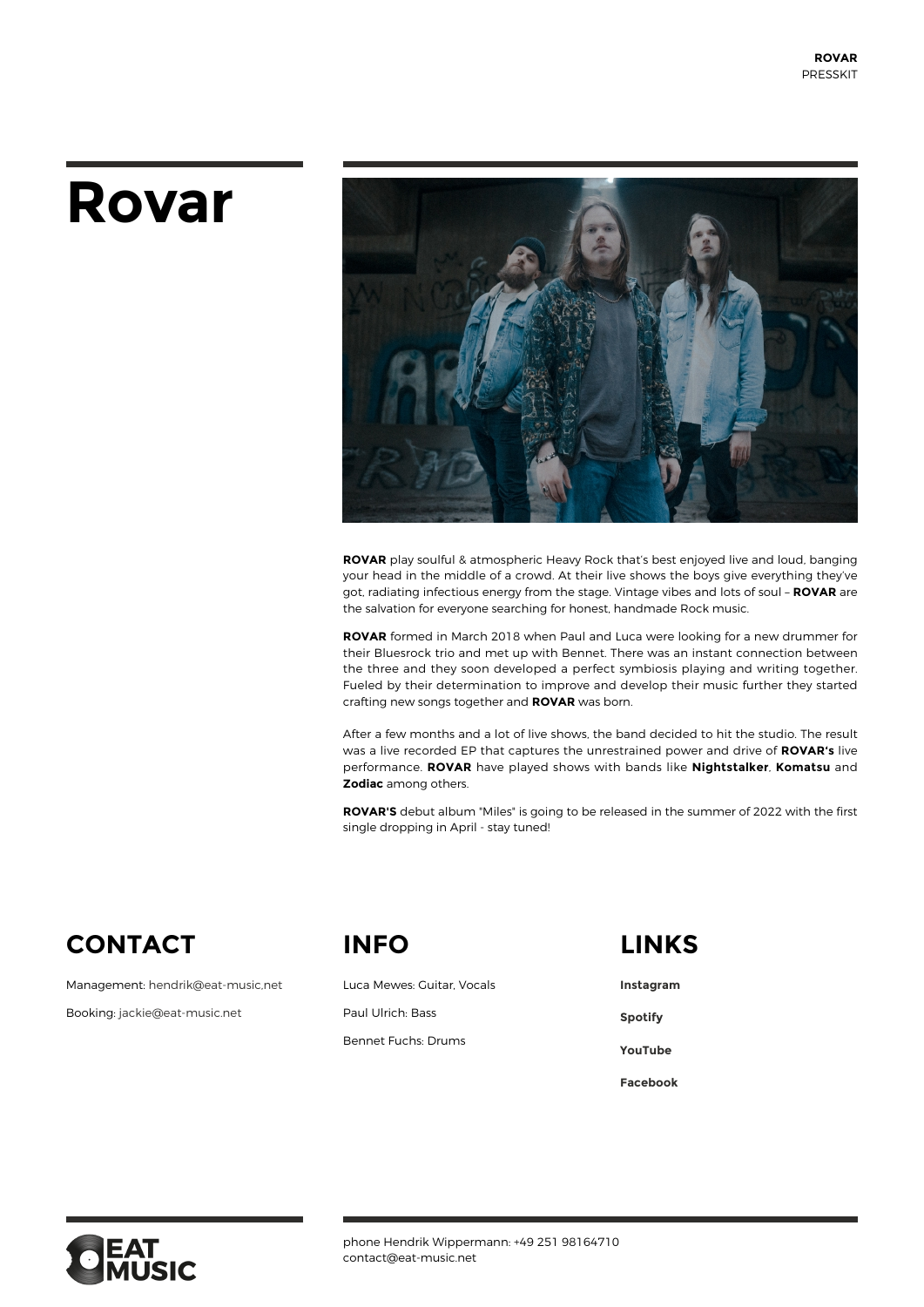# Rovar

**ROVAR** play soulful & atmospheric Heavy Rock that's best enjoyed live and loud, banging your head in the middle of a crowd. At their live shows the boys give everything they've got, radiating infectious energy from the stage. Vintage vibes and lots of soul – **ROVAR** are the salvation for everyone searching for honest, handmade Rock music.

**ROVAR** formed in March 2018 when Paul and Luca were looking for a new drummer for their Bluesrock trio and met up with Bennet. There was an instant connection between the three and they soon developed a perfect symbiosis playing and writing together. Fueled by their determination to improve and develop their music further they started crafting new songs together and **ROVAR** was born.

After a few months and a lot of live shows, the band decided to hit the studio. The result was a live recorded EP that captures the unrestrained power and drive of **ROVAR's** live performance. **ROVAR** have played shows with bands like **Nightstalker**, **Komatsu** and **Zodiac** among others.

**ROVAR'S** debut album "Miles" is going to be released in the summer of 2022 with the first single dropping in April - stay tuned!

## CONTACT

Management: hendrik@eat-music.net

Booking: jackie@eat-music.net

## INFO

Luca Mewes: Guitar, Vocals

Paul Ulrich: Bass

Bennet Fuchs: Drums

## LINKS

**Instagram**

**Spotify**

**YouTube**

**Facebook**

EAT MUSIC

phone Hendrik Wippermann: +49 251 98164710
contact@eat-music.net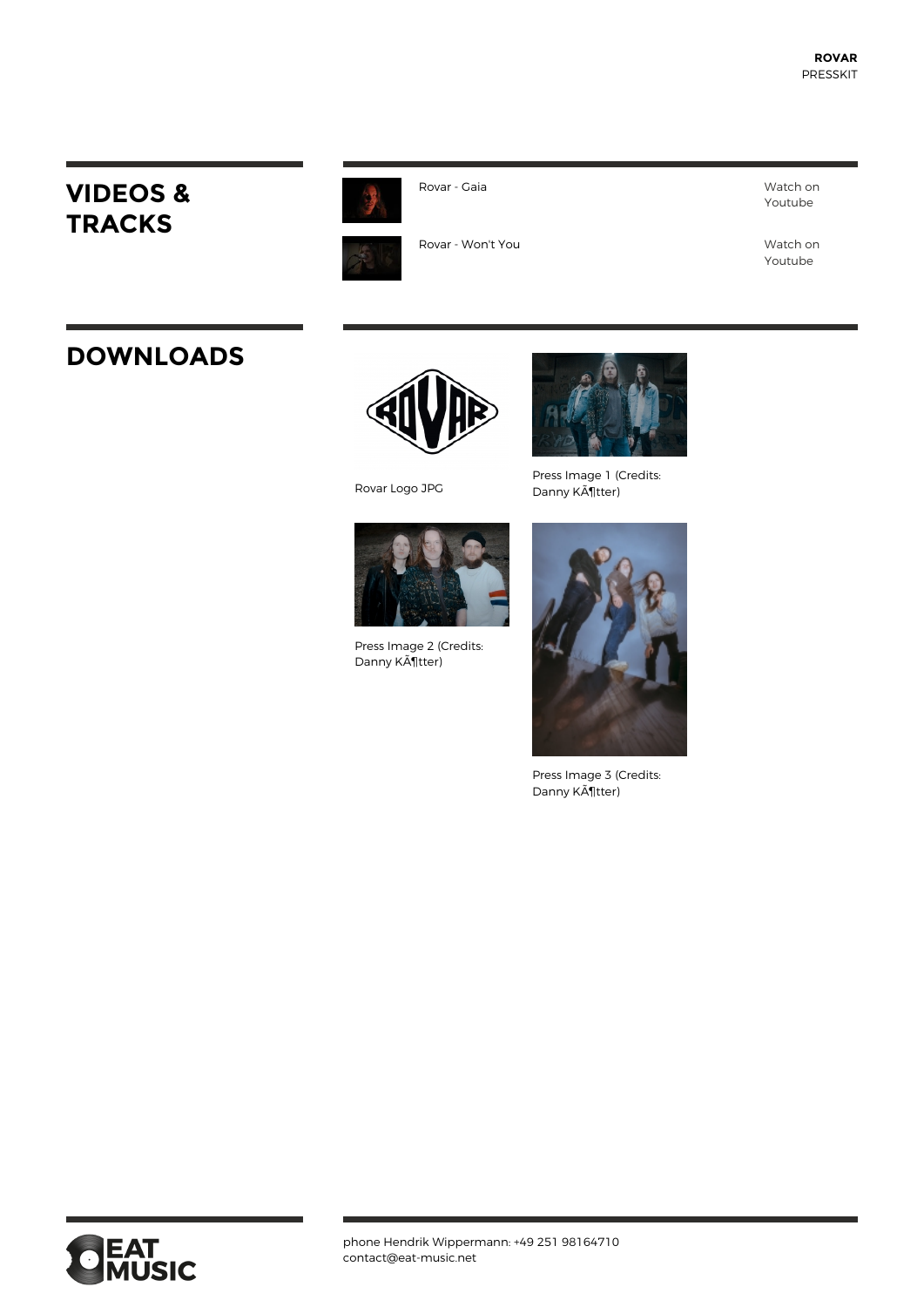## VIDEOS & TRACKS

Rovar - Gaia — Watch on Youtube

Rovar - Won't You — Watch on Youtube

## DOWNLOADS

Rovar Logo JPG

Press Image 1 (Credits: Danny KÃ¶tter)

Press Image 2 (Credits: Danny KÃ¶tter)

Press Image 3 (Credits: Danny KÃ¶tter)

phone Hendrik Wippermann: +49 251 98164710
contact@eat-music.net